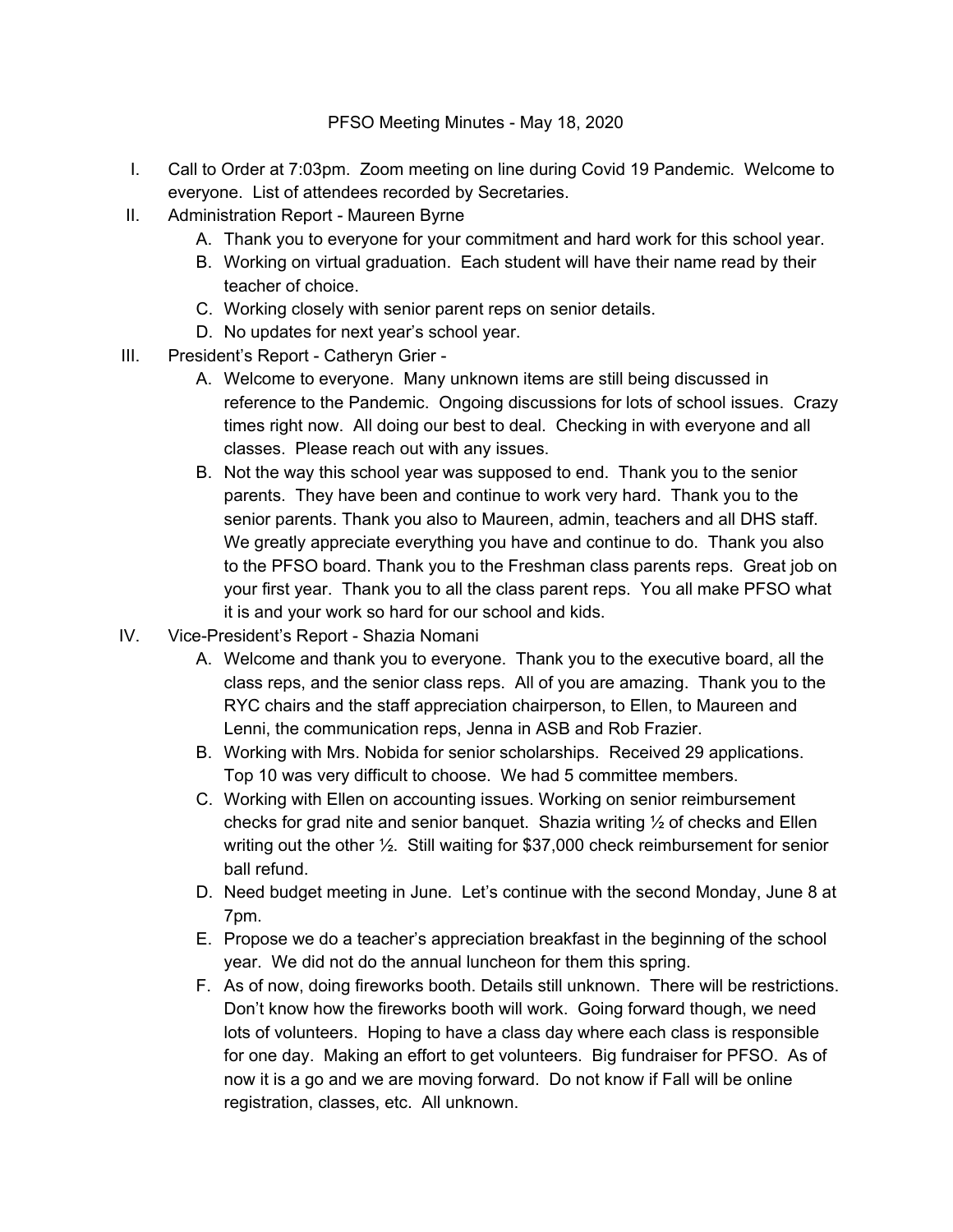PFSO Meeting Minutes - May 18, 2020

I. Call to Order at 7:03pm. Zoom meeting on line during Covid 19 Pandemic. Welcome to everyone. List of attendees recorded by Secretaries.

II. Administration Report - Maureen Byrne
   A. Thank you to everyone for your commitment and hard work for this school year.
   B. Working on virtual graduation. Each student will have their name read by their teacher of choice.
   C. Working closely with senior parent reps on senior details.
   D. No updates for next year's school year.

III. President's Report - Catheryn Grier -
   A. Welcome to everyone. Many unknown items are still being discussed in reference to the Pandemic. Ongoing discussions for lots of school issues. Crazy times right now. All doing our best to deal. Checking in with everyone and all classes. Please reach out with any issues.
   B. Not the way this school year was supposed to end. Thank you to the senior parents. They have been and continue to work very hard. Thank you to the senior parents. Thank you also to Maureen, admin, teachers and all DHS staff. We greatly appreciate everything you have and continue to do. Thank you also to the PFSO board. Thank you to the Freshman class parents reps. Great job on your first year. Thank you to all the class parent reps. You all make PFSO what it is and your work so hard for our school and kids.

IV. Vice-President's Report - Shazia Nomani
   A. Welcome and thank you to everyone. Thank you to the executive board, all the class reps, and the senior class reps. All of you are amazing. Thank you to the RYC chairs and the staff appreciation chairperson, to Ellen, to Maureen and Lenni, the communication reps, Jenna in ASB and Rob Frazier.
   B. Working with Mrs. Nobida for senior scholarships. Received 29 applications. Top 10 was very difficult to choose. We had 5 committee members.
   C. Working with Ellen on accounting issues. Working on senior reimbursement checks for grad nite and senior banquet. Shazia writing ½ of checks and Ellen writing out the other ½. Still waiting for $37,000 check reimbursement for senior ball refund.
   D. Need budget meeting in June. Let's continue with the second Monday, June 8 at 7pm.
   E. Propose we do a teacher's appreciation breakfast in the beginning of the school year. We did not do the annual luncheon for them this spring.
   F. As of now, doing fireworks booth. Details still unknown. There will be restrictions. Don't know how the fireworks booth will work. Going forward though, we need lots of volunteers. Hoping to have a class day where each class is responsible for one day. Making an effort to get volunteers. Big fundraiser for PFSO. As of now it is a go and we are moving forward. Do not know if Fall will be online registration, classes, etc. All unknown.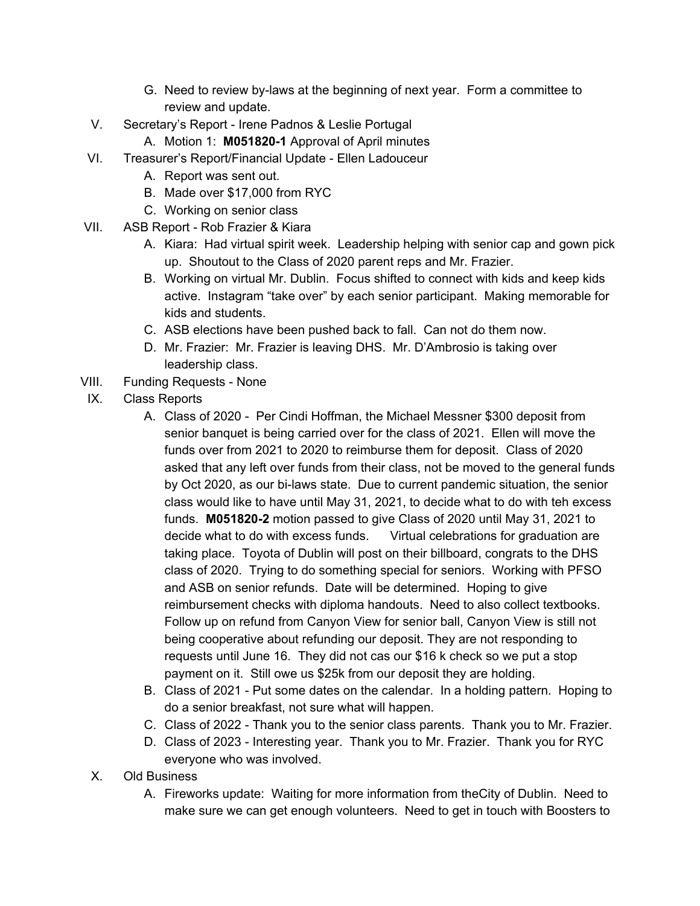G. Need to review by-laws at the beginning of next year. Form a committee to review and update.

V. Secretary's Report - Irene Padnos & Leslie Portugal
   A. Motion 1: **M051820-1** Approval of April minutes

VI. Treasurer's Report/Financial Update - Ellen Ladouceur
   A. Report was sent out.
   B. Made over $17,000 from RYC
   C. Working on senior class

VII. ASB Report - Rob Frazier & Kiara
   A. Kiara: Had virtual spirit week. Leadership helping with senior cap and gown pick up. Shoutout to the Class of 2020 parent reps and Mr. Frazier.
   B. Working on virtual Mr. Dublin. Focus shifted to connect with kids and keep kids active. Instagram "take over" by each senior participant. Making memorable for kids and students.
   C. ASB elections have been pushed back to fall. Can not do them now.
   D. Mr. Frazier: Mr. Frazier is leaving DHS. Mr. D'Ambrosio is taking over leadership class.

VIII. Funding Requests - None

IX. Class Reports
   A. Class of 2020 - Per Cindi Hoffman, the Michael Messner $300 deposit from senior banquet is being carried over for the class of 2021. Ellen will move the funds over from 2021 to 2020 to reimburse them for deposit. Class of 2020 asked that any left over funds from their class, not be moved to the general funds by Oct 2020, as our bi-laws state. Due to current pandemic situation, the senior class would like to have until May 31, 2021, to decide what to do with teh excess funds. **M051820-2** motion passed to give Class of 2020 until May 31, 2021 to decide what to do with excess funds. Virtual celebrations for graduation are taking place. Toyota of Dublin will post on their billboard, congrats to the DHS class of 2020. Trying to do something special for seniors. Working with PFSO and ASB on senior refunds. Date will be determined. Hoping to give reimbursement checks with diploma handouts. Need to also collect textbooks. Follow up on refund from Canyon View for senior ball, Canyon View is still not being cooperative about refunding our deposit. They are not responding to requests until June 16. They did not cas our $16 k check so we put a stop payment on it. Still owe us $25k from our deposit they are holding.
   B. Class of 2021 - Put some dates on the calendar. In a holding pattern. Hoping to do a senior breakfast, not sure what will happen.
   C. Class of 2022 - Thank you to the senior class parents. Thank you to Mr. Frazier.
   D. Class of 2023 - Interesting year. Thank you to Mr. Frazier. Thank you for RYC everyone who was involved.

X. Old Business
   A. Fireworks update: Waiting for more information from theCity of Dublin. Need to make sure we can get enough volunteers. Need to get in touch with Boosters to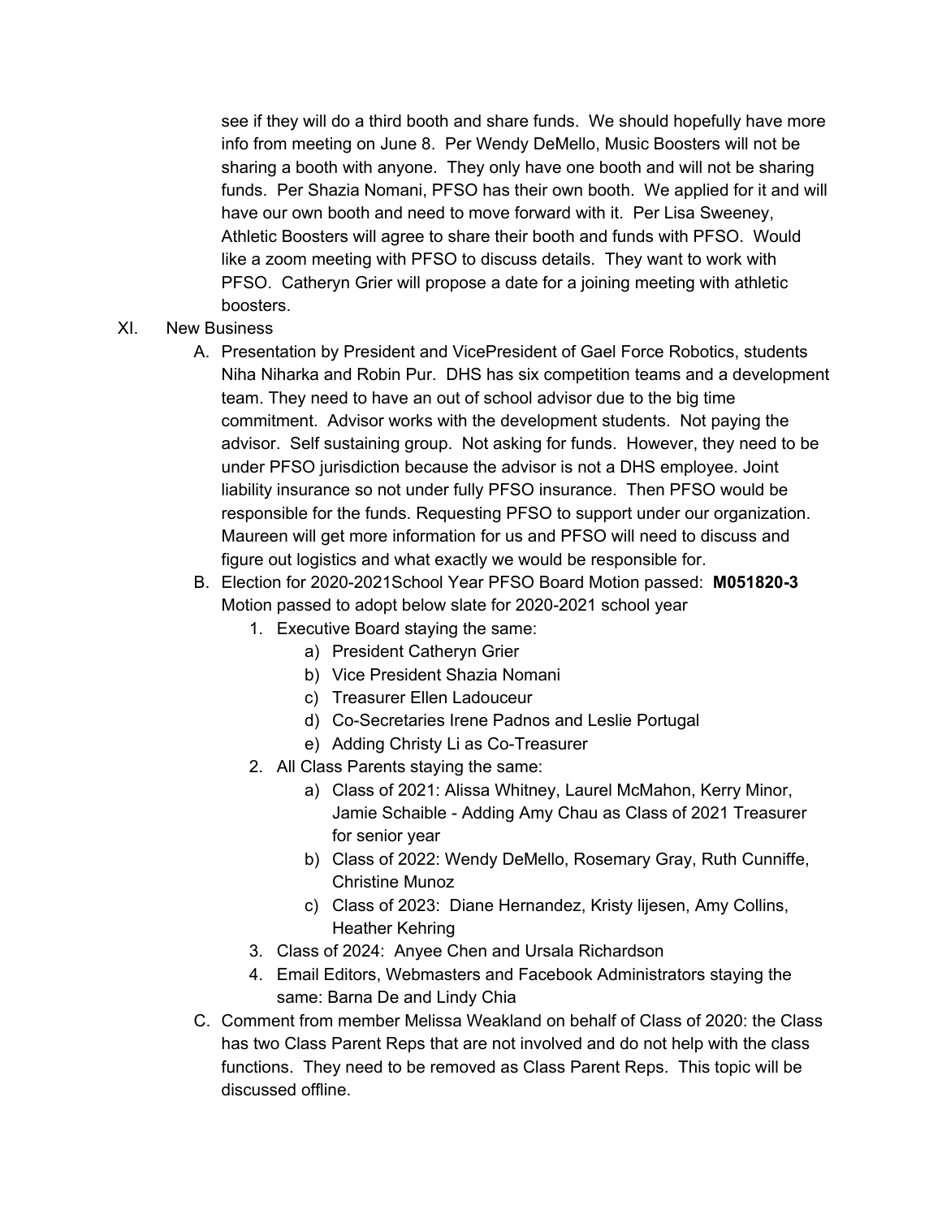see if they will do a third booth and share funds. We should hopefully have more info from meeting on June 8. Per Wendy DeMello, Music Boosters will not be sharing a booth with anyone. They only have one booth and will not be sharing funds. Per Shazia Nomani, PFSO has their own booth. We applied for it and will have our own booth and need to move forward with it. Per Lisa Sweeney, Athletic Boosters will agree to share their booth and funds with PFSO. Would like a zoom meeting with PFSO to discuss details. They want to work with PFSO. Catheryn Grier will propose a date for a joining meeting with athletic boosters.

XI. New Business

A. Presentation by President and VicePresident of Gael Force Robotics, students Niha Niharka and Robin Pur. DHS has six competition teams and a development team. They need to have an out of school advisor due to the big time commitment. Advisor works with the development students. Not paying the advisor. Self sustaining group. Not asking for funds. However, they need to be under PFSO jurisdiction because the advisor is not a DHS employee. Joint liability insurance so not under fully PFSO insurance. Then PFSO would be responsible for the funds. Requesting PFSO to support under our organization. Maureen will get more information for us and PFSO will need to discuss and figure out logistics and what exactly we would be responsible for.

B. Election for 2020-2021School Year PFSO Board Motion passed: **M051820-3** Motion passed to adopt below slate for 2020-2021 school year

1. Executive Board staying the same:
   a) President Catheryn Grier
   b) Vice President Shazia Nomani
   c) Treasurer Ellen Ladouceur
   d) Co-Secretaries Irene Padnos and Leslie Portugal
   e) Adding Christy Li as Co-Treasurer
2. All Class Parents staying the same:
   a) Class of 2021: Alissa Whitney, Laurel McMahon, Kerry Minor, Jamie Schaible - Adding Amy Chau as Class of 2021 Treasurer for senior year
   b) Class of 2022: Wendy DeMello, Rosemary Gray, Ruth Cunniffe, Christine Munoz
   c) Class of 2023: Diane Hernandez, Kristy lijesen, Amy Collins, Heather Kehring
3. Class of 2024: Anyee Chen and Ursala Richardson
4. Email Editors, Webmasters and Facebook Administrators staying the same: Barna De and Lindy Chia

C. Comment from member Melissa Weakland on behalf of Class of 2020: the Class has two Class Parent Reps that are not involved and do not help with the class functions. They need to be removed as Class Parent Reps. This topic will be discussed offline.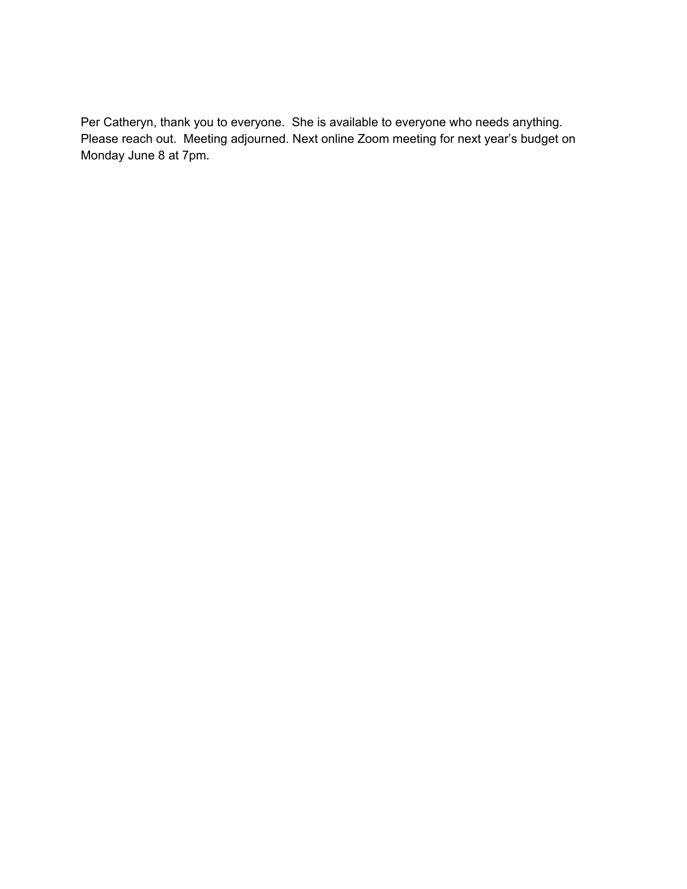Per Catheryn, thank you to everyone. She is available to everyone who needs anything. Please reach out. Meeting adjourned. Next online Zoom meeting for next year's budget on Monday June 8 at 7pm.